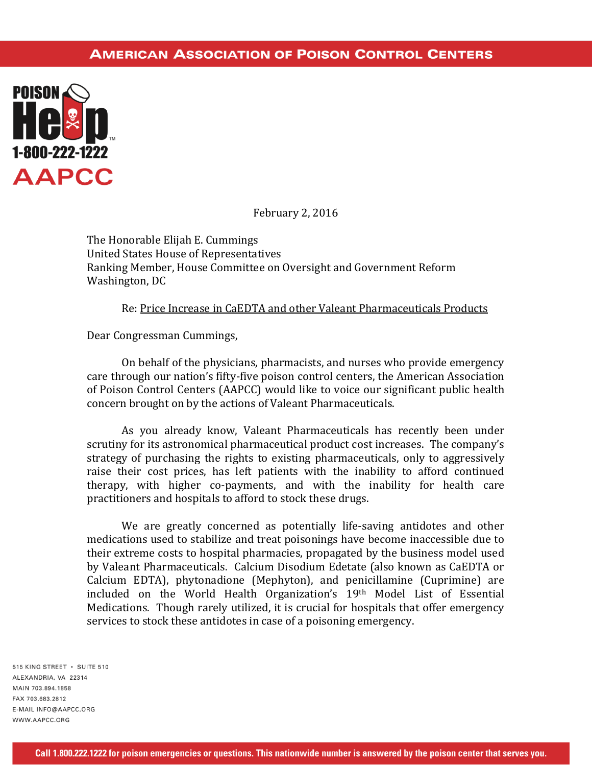# American Association of Poison Control Centers

POISON Help 1-800-222-1222
AAPCC

February 2, 2016

The Honorable Elijah E. Cummings
United States House of Representatives
Ranking Member, House Committee on Oversight and Government Reform
Washington, DC

Re: Price Increase in CaEDTA and other Valeant Pharmaceuticals Products

Dear Congressman Cummings,

On behalf of the physicians, pharmacists, and nurses who provide emergency care through our nation's fifty-five poison control centers, the American Association of Poison Control Centers (AAPCC) would like to voice our significant public health concern brought on by the actions of Valeant Pharmaceuticals.

As you already know, Valeant Pharmaceuticals has recently been under scrutiny for its astronomical pharmaceutical product cost increases. The company's strategy of purchasing the rights to existing pharmaceuticals, only to aggressively raise their cost prices, has left patients with the inability to afford continued therapy, with higher co-payments, and with the inability for health care practitioners and hospitals to afford to stock these drugs.

We are greatly concerned as potentially life-saving antidotes and other medications used to stabilize and treat poisonings have become inaccessible due to their extreme costs to hospital pharmacies, propagated by the business model used by Valeant Pharmaceuticals. Calcium Disodium Edetate (also known as CaEDTA or Calcium EDTA), phytonadione (Mephyton), and penicillamine (Cuprimine) are included on the World Health Organization's 19th Model List of Essential Medications. Though rarely utilized, it is crucial for hospitals that offer emergency services to stock these antidotes in case of a poisoning emergency.

515 King Street • Suite 510
Alexandria, VA 22314
Main 703.894.1858
Fax 703.683.2812
E-mail info@aapcc.org
www.aapcc.org

Call 1.800.222.1222 for poison emergencies or questions. This nationwide number is answered by the poison center that serves you.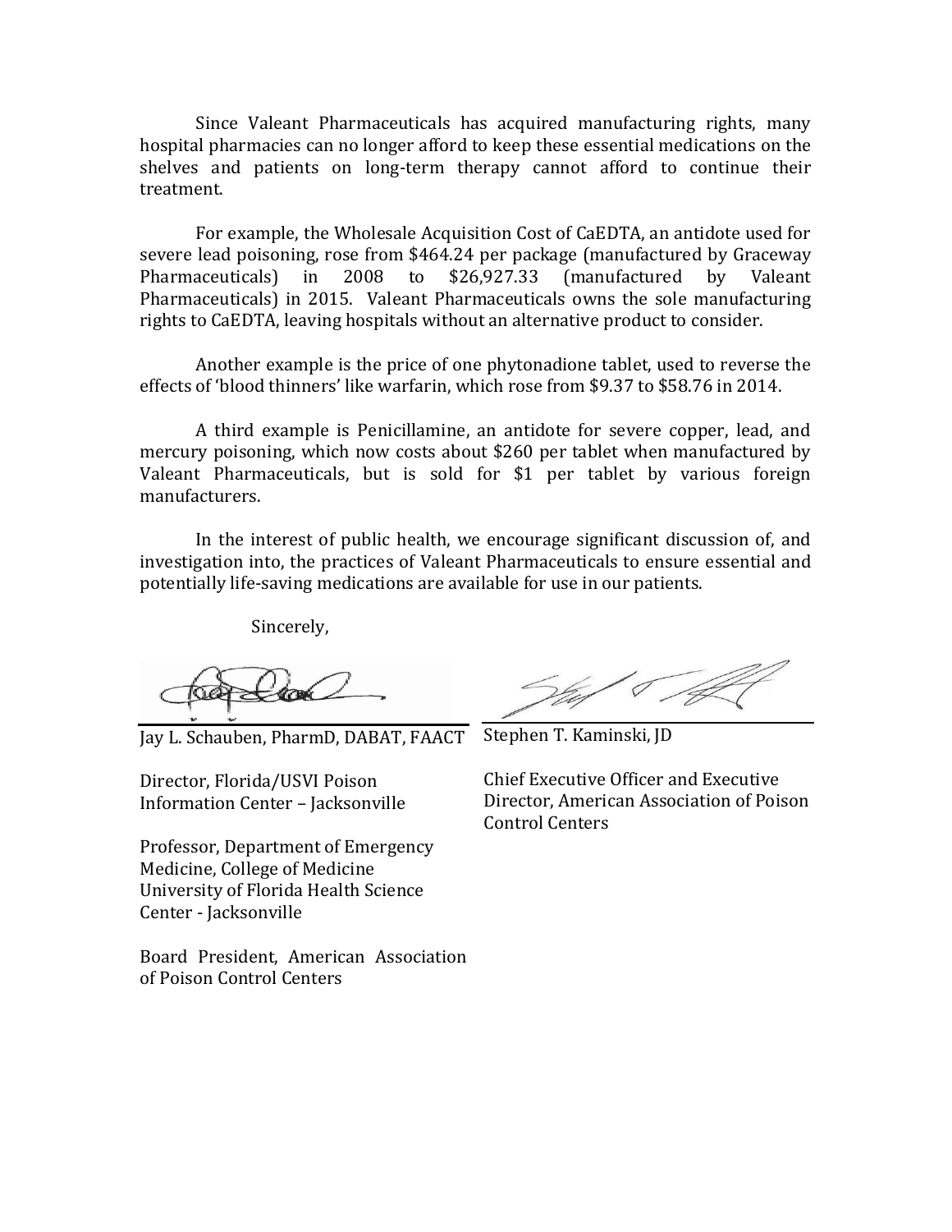Since Valeant Pharmaceuticals has acquired manufacturing rights, many hospital pharmacies can no longer afford to keep these essential medications on the shelves and patients on long-term therapy cannot afford to continue their treatment.

For example, the Wholesale Acquisition Cost of CaEDTA, an antidote used for severe lead poisoning, rose from $464.24 per package (manufactured by Graceway Pharmaceuticals) in 2008 to $26,927.33 (manufactured by Valeant Pharmaceuticals) in 2015. Valeant Pharmaceuticals owns the sole manufacturing rights to CaEDTA, leaving hospitals without an alternative product to consider.

Another example is the price of one phytonadione tablet, used to reverse the effects of 'blood thinners' like warfarin, which rose from $9.37 to $58.76 in 2014.

A third example is Penicillamine, an antidote for severe copper, lead, and mercury poisoning, which now costs about $260 per tablet when manufactured by Valeant Pharmaceuticals, but is sold for $1 per tablet by various foreign manufacturers.

In the interest of public health, we encourage significant discussion of, and investigation into, the practices of Valeant Pharmaceuticals to ensure essential and potentially life-saving medications are available for use in our patients.

Sincerely,

Jay L. Schauben, PharmD, DABAT, FAACT

Director, Florida/USVI Poison Information Center – Jacksonville

Professor, Department of Emergency Medicine, College of Medicine University of Florida Health Science Center - Jacksonville

Board President, American Association of Poison Control Centers

Stephen T. Kaminski, JD

Chief Executive Officer and Executive Director, American Association of Poison Control Centers